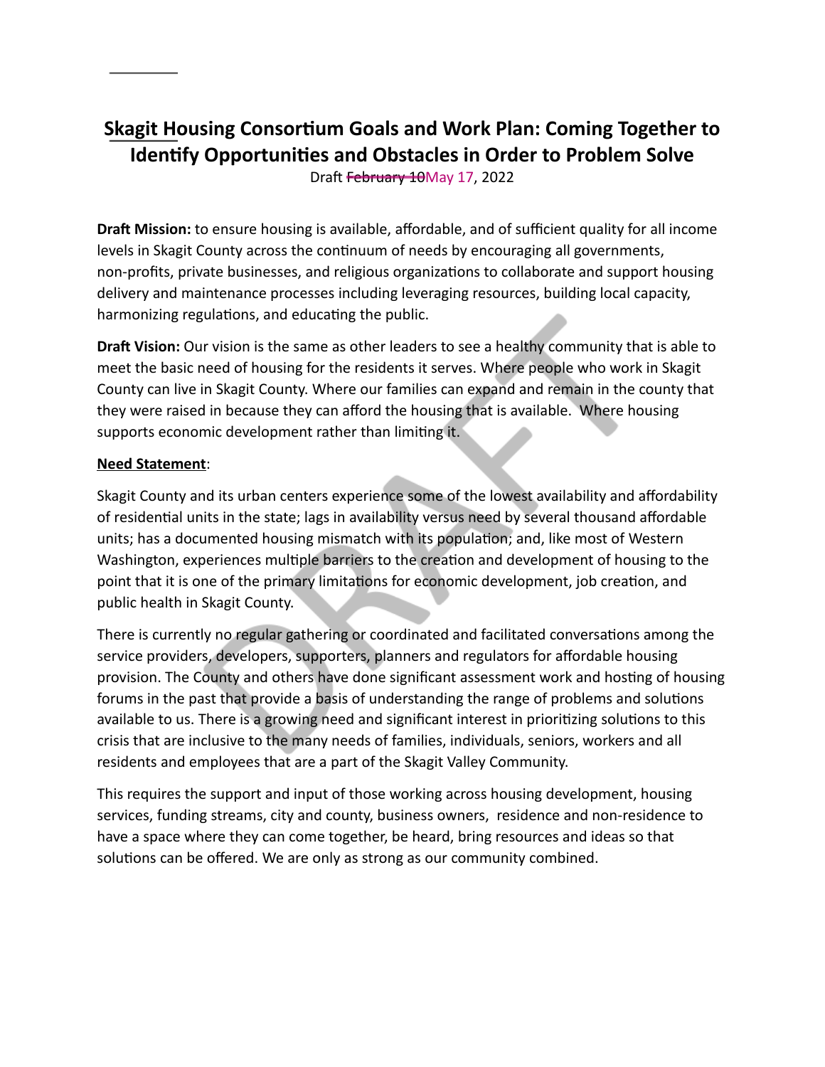# Skagit Housing Consortium Goals and Work Plan: Coming Together to Identify Opportunities and Obstacles in Order to Problem Solve

Draft ~~February 10~~May 17, 2022

**Draft Mission:** to ensure housing is available, affordable, and of sufficient quality for all income levels in Skagit County across the continuum of needs by encouraging all governments, non-profits, private businesses, and religious organizations to collaborate and support housing delivery and maintenance processes including leveraging resources, building local capacity, harmonizing regulations, and educating the public.

**Draft Vision:** Our vision is the same as other leaders to see a healthy community that is able to meet the basic need of housing for the residents it serves. Where people who work in Skagit County can live in Skagit County. Where our families can expand and remain in the county that they were raised in because they can afford the housing that is available. Where housing supports economic development rather than limiting it.

**Need Statement**:

Skagit County and its urban centers experience some of the lowest availability and affordability of residential units in the state; lags in availability versus need by several thousand affordable units; has a documented housing mismatch with its population; and, like most of Western Washington, experiences multiple barriers to the creation and development of housing to the point that it is one of the primary limitations for economic development, job creation, and public health in Skagit County.

There is currently no regular gathering or coordinated and facilitated conversations among the service providers, developers, supporters, planners and regulators for affordable housing provision. The County and others have done significant assessment work and hosting of housing forums in the past that provide a basis of understanding the range of problems and solutions available to us. There is a growing need and significant interest in prioritizing solutions to this crisis that are inclusive to the many needs of families, individuals, seniors, workers and all residents and employees that are a part of the Skagit Valley Community.

This requires the support and input of those working across housing development, housing services, funding streams, city and county, business owners, residence and non-residence to have a space where they can come together, be heard, bring resources and ideas so that solutions can be offered. We are only as strong as our community combined.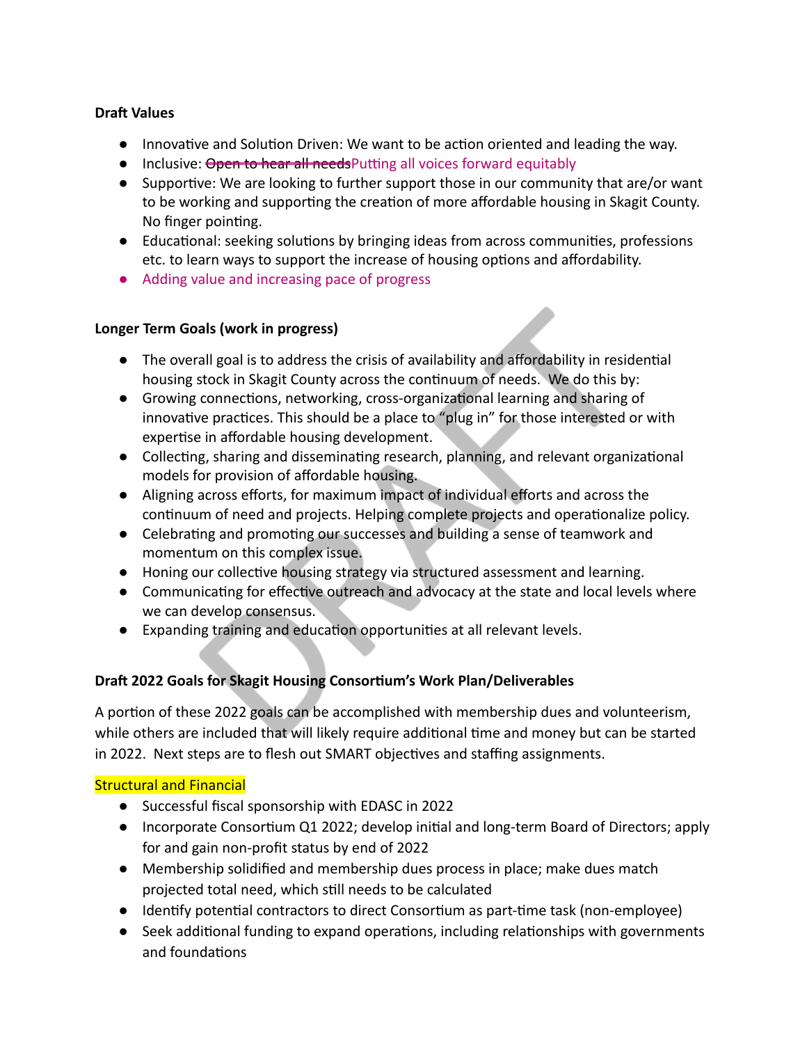**Draft Values**

- Innovative and Solution Driven: We want to be action oriented and leading the way.
- Inclusive: ~~Open to hear all needs~~Putting all voices forward equitably
- Supportive: We are looking to further support those in our community that are/or want to be working and supporting the creation of more affordable housing in Skagit County. No finger pointing.
- Educational: seeking solutions by bringing ideas from across communities, professions etc. to learn ways to support the increase of housing options and affordability.
- Adding value and increasing pace of progress

**Longer Term Goals (work in progress)**

- The overall goal is to address the crisis of availability and affordability in residential housing stock in Skagit County across the continuum of needs. We do this by:
- Growing connections, networking, cross-organizational learning and sharing of innovative practices. This should be a place to "plug in" for those interested or with expertise in affordable housing development.
- Collecting, sharing and disseminating research, planning, and relevant organizational models for provision of affordable housing.
- Aligning across efforts, for maximum impact of individual efforts and across the continuum of need and projects. Helping complete projects and operationalize policy.
- Celebrating and promoting our successes and building a sense of teamwork and momentum on this complex issue.
- Honing our collective housing strategy via structured assessment and learning.
- Communicating for effective outreach and advocacy at the state and local levels where we can develop consensus.
- Expanding training and education opportunities at all relevant levels.

**Draft 2022 Goals for Skagit Housing Consortium's Work Plan/Deliverables**

A portion of these 2022 goals can be accomplished with membership dues and volunteerism, while others are included that will likely require additional time and money but can be started in 2022. Next steps are to flesh out SMART objectives and staffing assignments.

Structural and Financial

- Successful fiscal sponsorship with EDASC in 2022
- Incorporate Consortium Q1 2022; develop initial and long-term Board of Directors; apply for and gain non-profit status by end of 2022
- Membership solidified and membership dues process in place; make dues match projected total need, which still needs to be calculated
- Identify potential contractors to direct Consortium as part-time task (non-employee)
- Seek additional funding to expand operations, including relationships with governments and foundations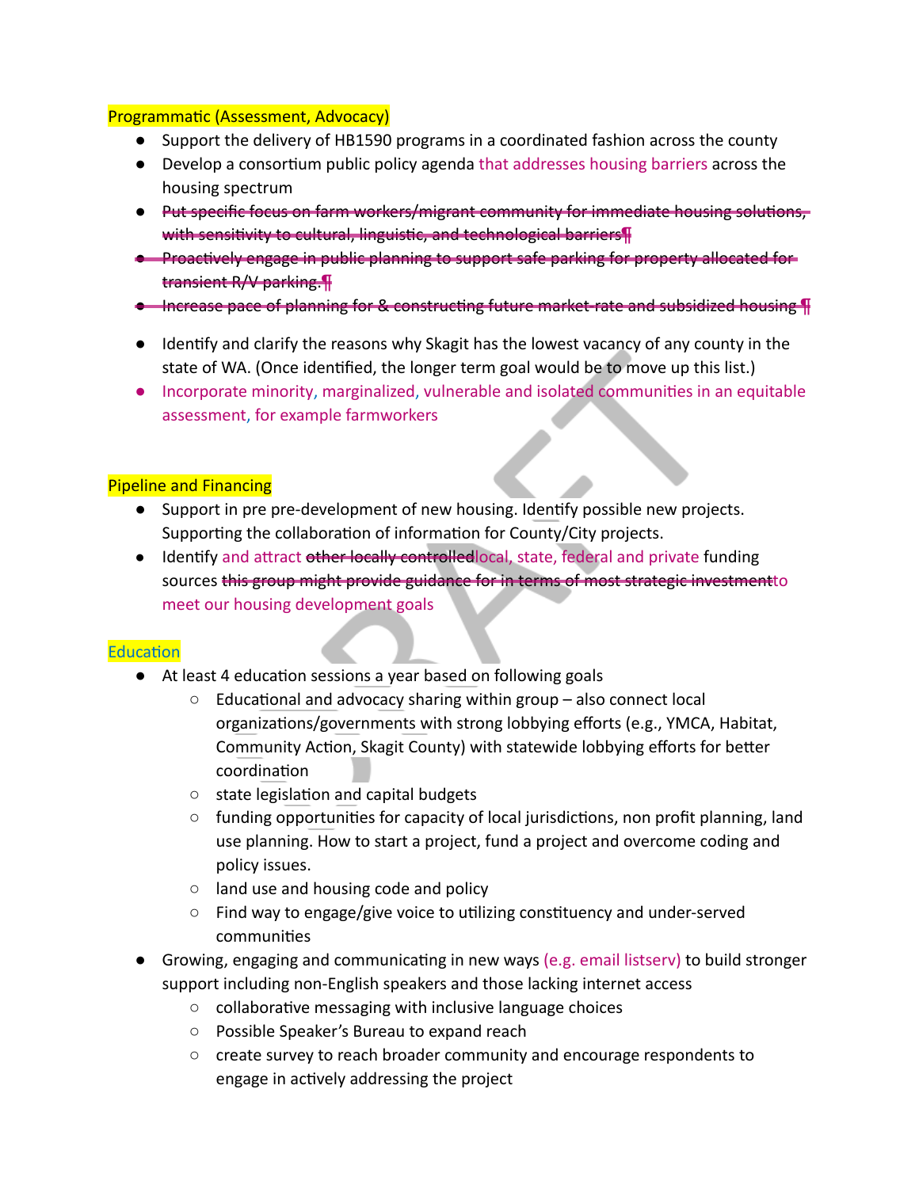### Programmatic (Assessment, Advocacy)

- Support the delivery of HB1590 programs in a coordinated fashion across the county
- Develop a consortium public policy agenda that addresses housing barriers across the housing spectrum
- ~~Put specific focus on farm workers/migrant community for immediate housing solutions, with sensitivity to cultural, linguistic, and technological barriers¶~~
- ~~Proactively engage in public planning to support safe parking for property allocated for transient R/V parking.¶~~
- ~~Increase pace of planning for & constructing future market-rate and subsidized housing ¶~~
- Identify and clarify the reasons why Skagit has the lowest vacancy of any county in the state of WA. (Once identified, the longer term goal would be to move up this list.)
- Incorporate minority, marginalized, vulnerable and isolated communities in an equitable assessment, for example farmworkers

### Pipeline and Financing

- Support in pre pre-development of new housing. Identify possible new projects. Supporting the collaboration of information for County/City projects.
- Identify and attract ~~other locally controlled~~local, state, federal and private funding sources ~~this group might provide guidance for in terms of most strategic investment~~to meet our housing development goals

### Education

- At least 4 education sessions a year based on following goals
  - Educational and advocacy sharing within group – also connect local organizations/governments with strong lobbying efforts (e.g., YMCA, Habitat, Community Action, Skagit County) with statewide lobbying efforts for better coordination
  - state legislation and capital budgets
  - funding opportunities for capacity of local jurisdictions, non profit planning, land use planning. How to start a project, fund a project and overcome coding and policy issues.
  - land use and housing code and policy
  - Find way to engage/give voice to utilizing constituency and under-served communities
- Growing, engaging and communicating in new ways (e.g. email listserv) to build stronger support including non-English speakers and those lacking internet access
  - collaborative messaging with inclusive language choices
  - Possible Speaker's Bureau to expand reach
  - create survey to reach broader community and encourage respondents to engage in actively addressing the project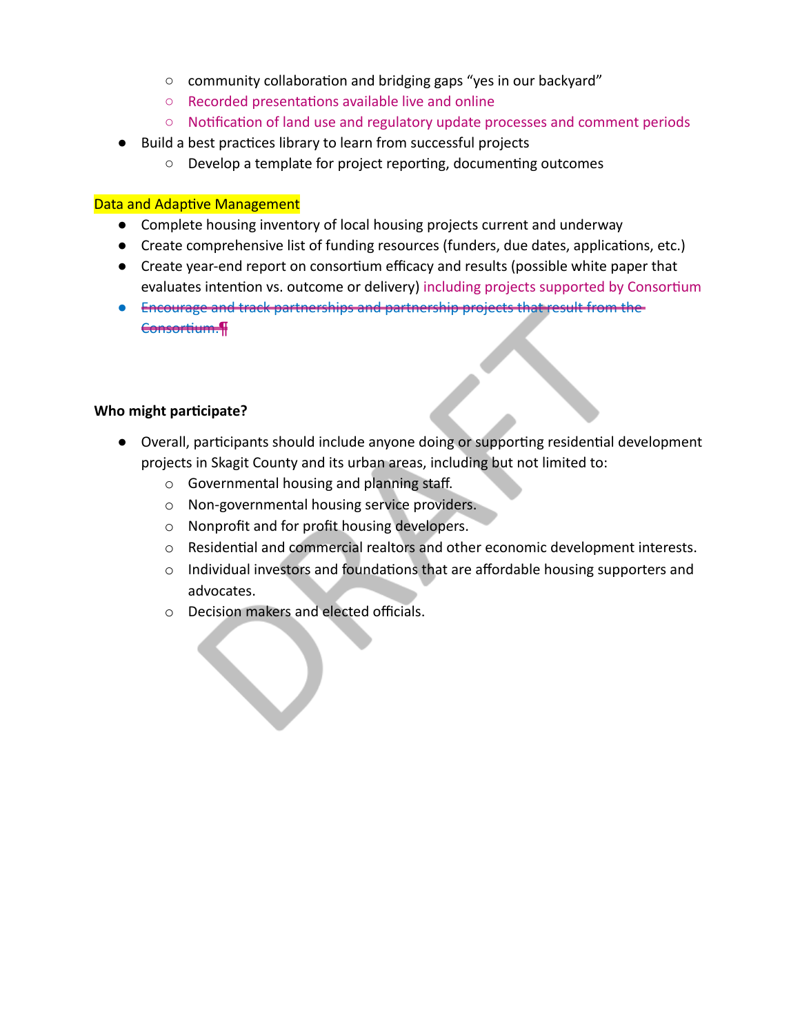- community collaboration and bridging gaps "yes in our backyard"
    - Recorded presentations available live and online
    - Notification of land use and regulatory update processes and comment periods
- Build a best practices library to learn from successful projects
    - Develop a template for project reporting, documenting outcomes

Data and Adaptive Management

- Complete housing inventory of local housing projects current and underway
- Create comprehensive list of funding resources (funders, due dates, applications, etc.)
- Create year-end report on consortium efficacy and results (possible white paper that evaluates intention vs. outcome or delivery) including projects supported by Consortium
- ~~Encourage and track partnerships and partnership projects that result from the Consortium.~~

**Who might participate?**

- Overall, participants should include anyone doing or supporting residential development projects in Skagit County and its urban areas, including but not limited to:
    - Governmental housing and planning staff.
    - Non-governmental housing service providers.
    - Nonprofit and for profit housing developers.
    - Residential and commercial realtors and other economic development interests.
    - Individual investors and foundations that are affordable housing supporters and advocates.
    - Decision makers and elected officials.